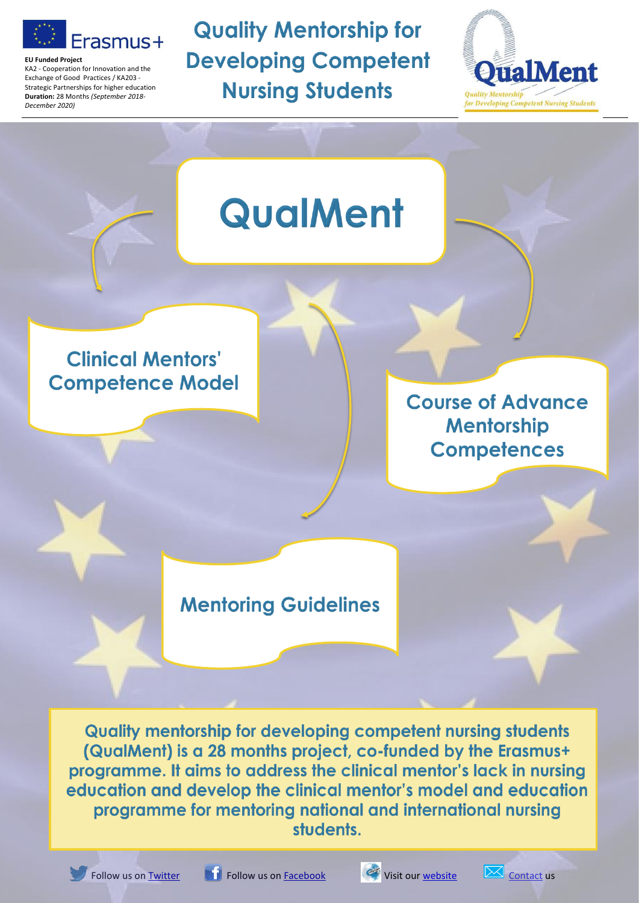Erasmus+

**EU Funded Project**
KA2 - Cooperation for Innovation and the Exchange of Good Practices / KA203 - Strategic Partnerships for higher education
**Duration:** 28 Months *(September 2018-December 2020)*

# Quality Mentorship for Developing Competent Nursing Students

QualMent
*Quality Mentorship for Developing Competent Nursing Students*

## QualMent

### Clinical Mentors' Competence Model

### Course of Advance Mentorship Competences

### Mentoring Guidelines

**Quality mentorship for developing competent nursing students (QualMent) is a 28 months project, co-funded by the Erasmus+ programme. It aims to address the clinical mentor's lack in nursing education and develop the clinical mentor's model and education programme for mentoring national and international nursing students.**

Follow us on Twitter | Follow us on Facebook | Visit our website | Contact us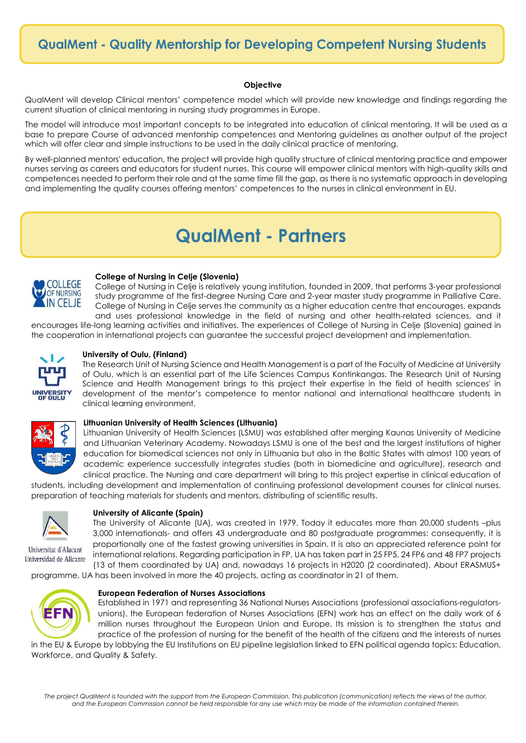# QualMent - Quality Mentorship for Developing Competent Nursing Students

**Objective**

QualMent will develop Clinical mentors' competence model which will provide new knowledge and findings regarding the current situation of clinical mentoring in nursing study programmes in Europe.

The model will introduce most important concepts to be integrated into education of clinical mentoring. It will be used as a base to prepare Course of advanced mentorship competences and Mentoring guidelines as another output of the project which will offer clear and simple instructions to be used in the daily clinical practice of mentoring.

By well-planned mentors' education, the project will provide high quality structure of clinical mentoring practice and empower nurses serving as careers and educators for student nurses. This course will empower clinical mentors with high-quality skills and competences needed to perform their role and at the same time fill the gap, as there is no systematic approach in developing and implementing the quality courses offering mentors' competences to the nurses in clinical environment in EU.

# QualMent - Partners

**College of Nursing in Celje (Slovenia)**

College of Nursing in Celje is relatively young institution, founded in 2009, that performs 3-year professional study programme of the first-degree Nursing Care and 2-year master study programme in Palliative Care. College of Nursing in Celje serves the community as a higher education centre that encourages, expands and uses professional knowledge in the field of nursing and other health-related sciences, and it encourages life-long learning activities and initiatives. The experiences of College of Nursing in Celje (Slovenia) gained in the cooperation in international projects can guarantee the successful project development and implementation.

**University of Oulu, (Finland)**

The Research Unit of Nursing Science and Health Management is a part of the Faculty of Medicine at University of Oulu, which is an essential part of the Life Sciences Campus Kontinkangas. The Research Unit of Nursing Science and Health Management brings to this project their expertise in the field of health sciences' in development of the mentor's competence to mentor national and international healthcare students in clinical learning environment.

**Lithuanian University of Health Sciences (Lithuania)**

Lithuanian University of Health Sciences (LSMU) was established after merging Kaunas University of Medicine and Lithuanian Veterinary Academy. Nowadays LSMU is one of the best and the largest institutions of higher education for biomedical sciences not only in Lithuania but also in the Baltic States with almost 100 years of academic experience successfully integrates studies (both in biomedicine and agriculture), research and clinical practice. The Nursing and care department will bring to this project expertise in clinical education of students, including development and implementation of continuing professional development courses for clinical nurses, preparation of teaching materials for students and mentors, distributing of scientific results.

**University of Alicante (Spain)**

The University of Alicante (UA), was created in 1979. Today it educates more than 20,000 students –plus 3,000 internationals- and offers 43 undergraduate and 80 postgraduate programmes: consequently, it is proportionally one of the fastest growing universities in Spain. It is also an appreciated reference point for international relations. Regarding participation in FP, UA has taken part in 25 FP5, 24 FP6 and 48 FP7 projects (13 of them coordinated by UA) and, nowadays 16 projects in H2020 (2 coordinated). About ERASMUS+ programme, UA has been involved in more the 40 projects, acting as coordinator in 21 of them.

**European Federation of Nurses Associations**

Established in 1971 and representing 36 National Nurses Associations (professional associations-regulators-unions), the European federation of Nurses Associations (EFN) work has an effect on the daily work of 6 million nurses throughout the European Union and Europe. Its mission is to strengthen the status and practice of the profession of nursing for the benefit of the health of the citizens and the interests of nurses in the EU & Europe by lobbying the EU Institutions on EU pipeline legislation linked to EFN political agenda topics: Education, Workforce, and Quality & Safety.

*The project QualMent is founded with the support from the European Commission. This publication (communication) reflects the views of the author, and the European Commission cannot be held responsible for any use which may be made of the information contained therein.*